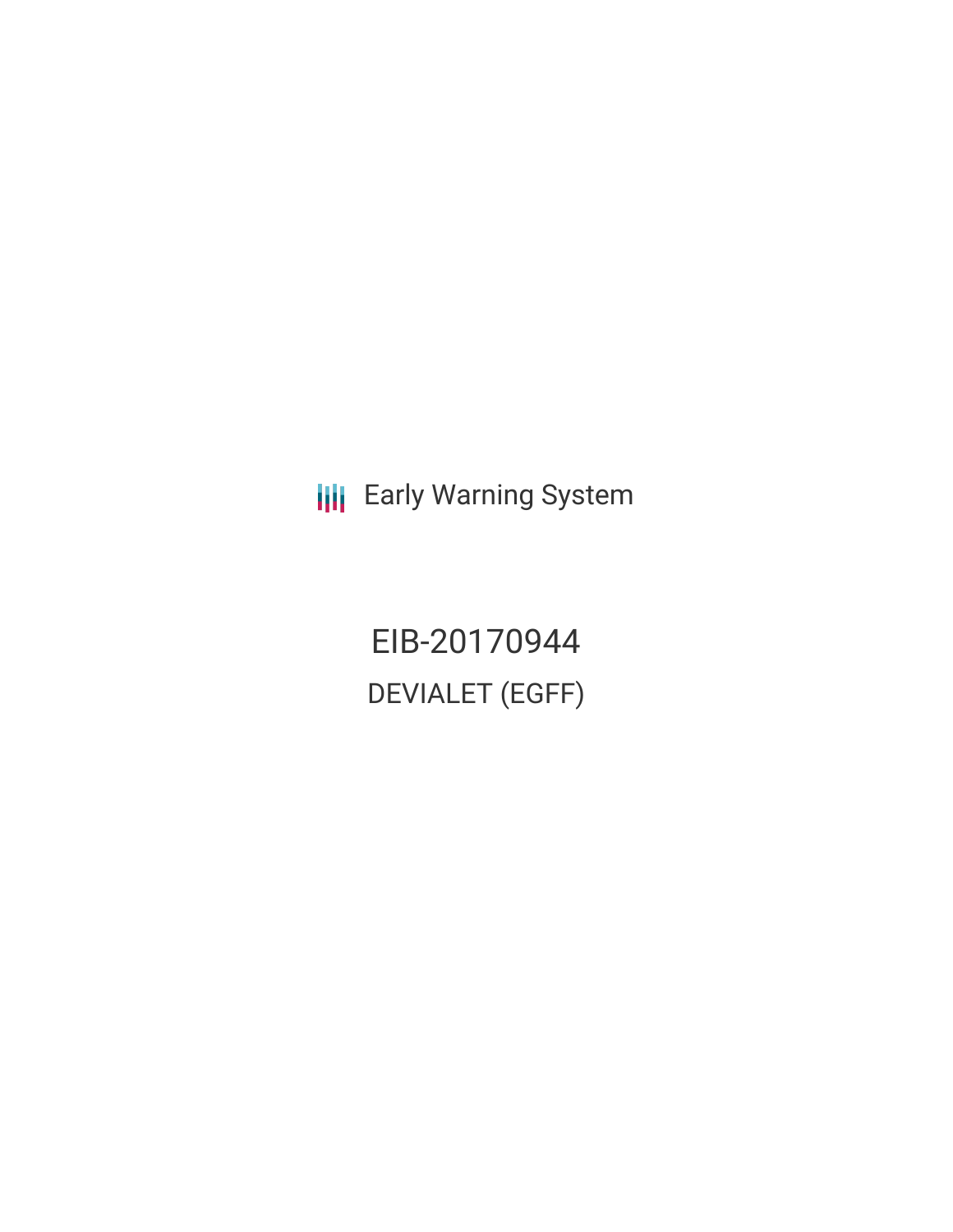Early Warning System

# EIB-20170944

## DEVIALET (EGFF)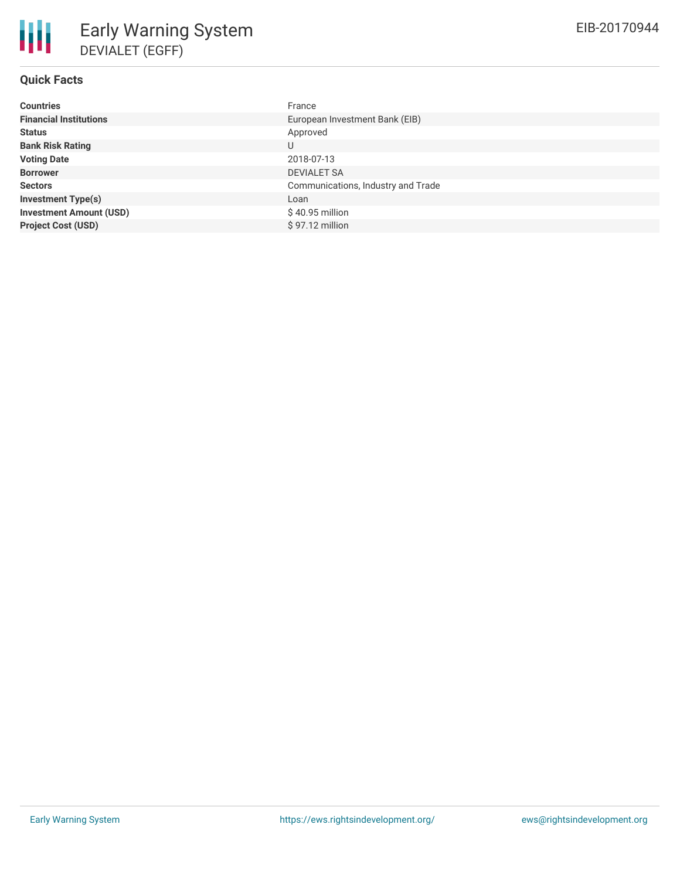## Quick Facts

| | |
|---|---|
| **Countries** | France |
| **Financial Institutions** | European Investment Bank (EIB) |
| **Status** | Approved |
| **Bank Risk Rating** | U |
| **Voting Date** | 2018-07-13 |
| **Borrower** | DEVIALET SA |
| **Sectors** | Communications, Industry and Trade |
| **Investment Type(s)** | Loan |
| **Investment Amount (USD)** | $ 40.95 million |
| **Project Cost (USD)** | $ 97.12 million |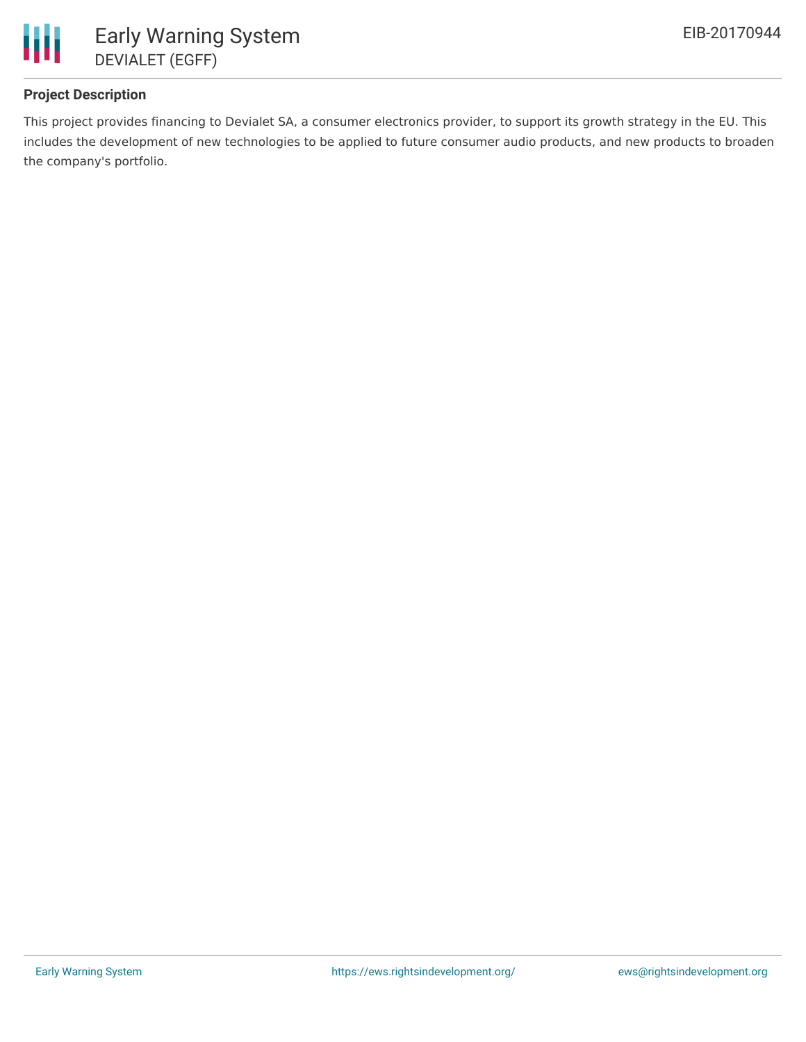## Project Description

This project provides financing to Devialet SA, a consumer electronics provider, to support its growth strategy in the EU. This includes the development of new technologies to be applied to future consumer audio products, and new products to broaden the company's portfolio.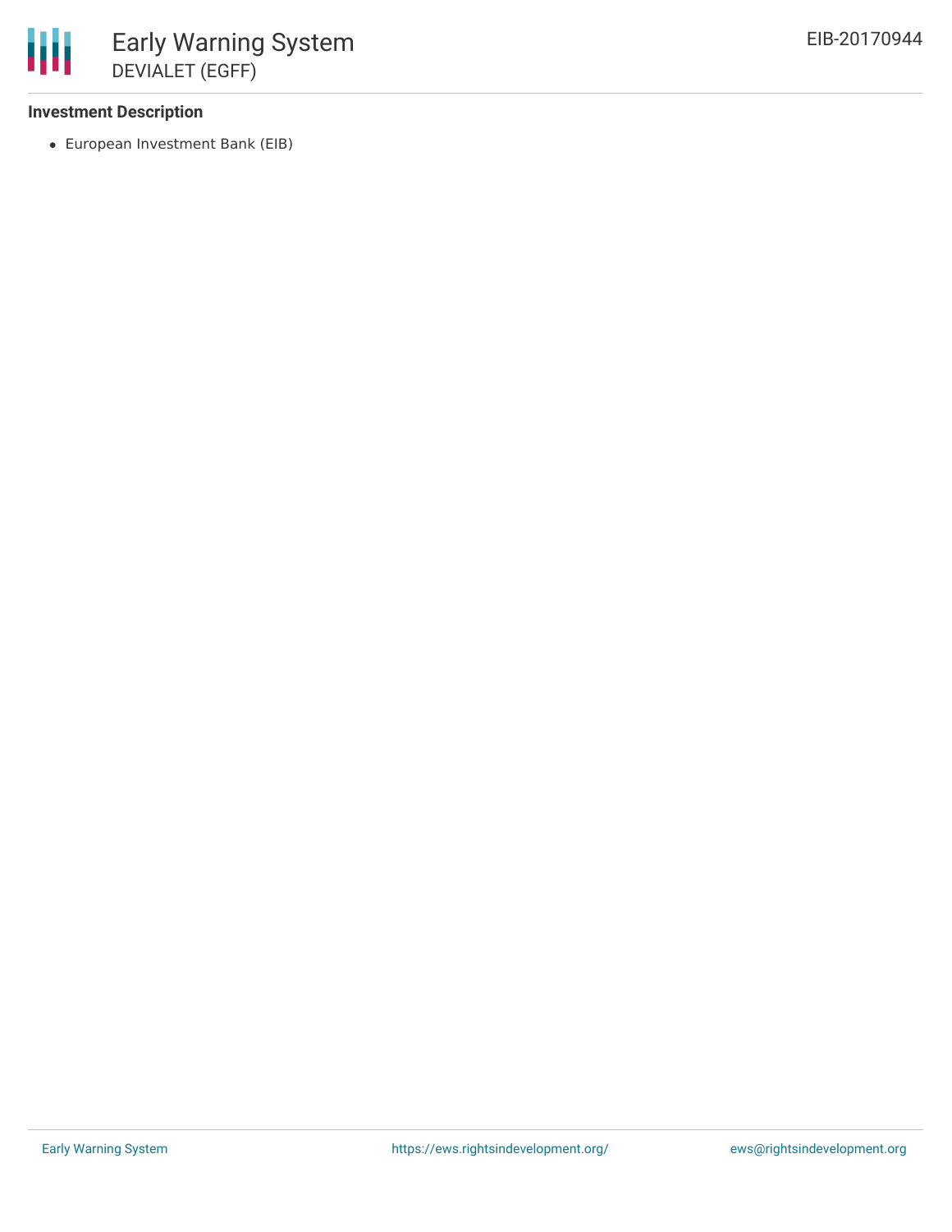### Investment Description

- European Investment Bank (EIB)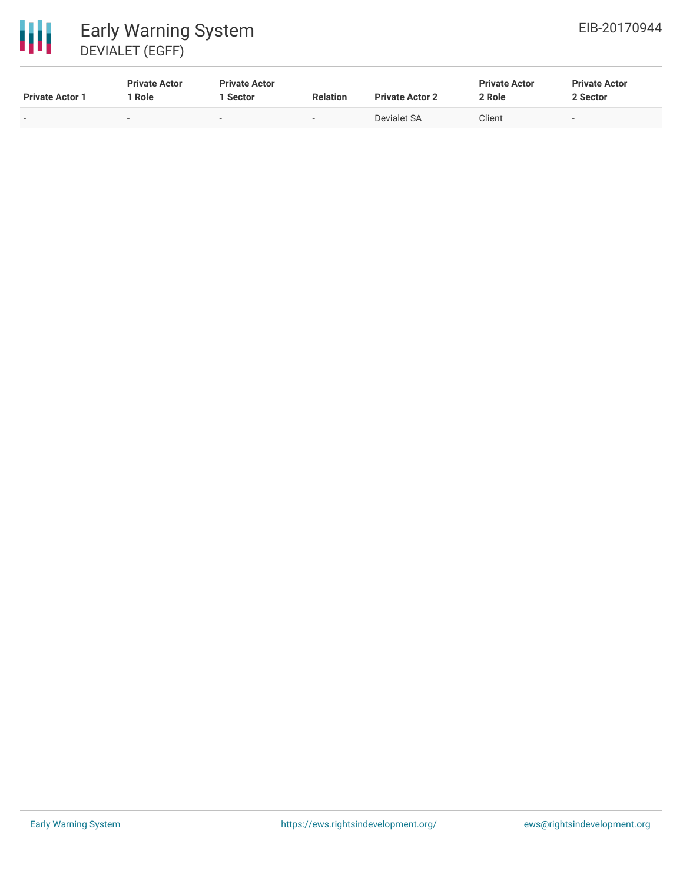| Private Actor 1 | Private Actor 1 Role | Private Actor 1 Sector | Relation | Private Actor 2 | Private Actor 2 Role | Private Actor 2 Sector |
|---|---|---|---|---|---|---|
| - | - | - | - | Devialet SA | Client | - |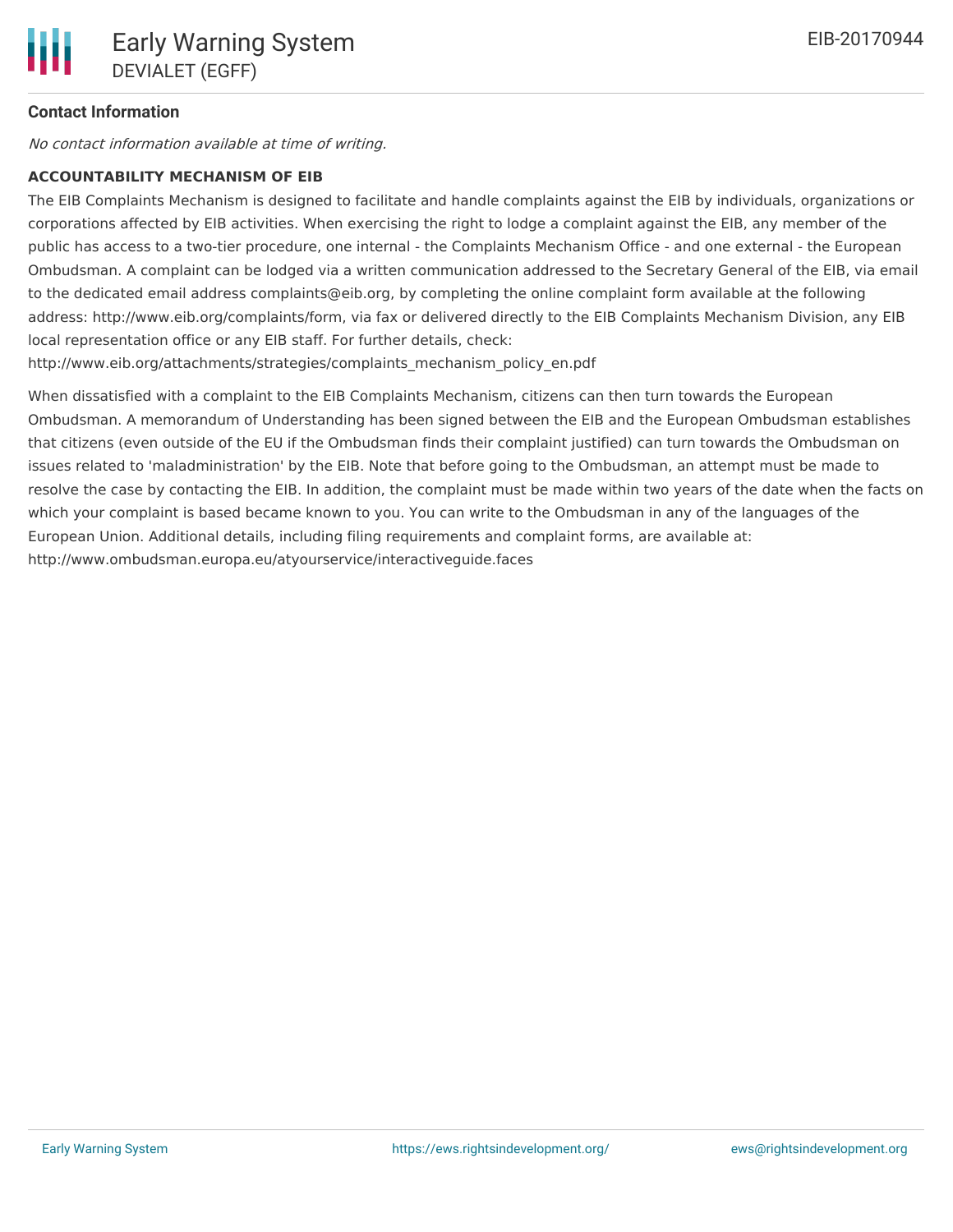#### Contact Information

*No contact information available at time of writing.*

#### ACCOUNTABILITY MECHANISM OF EIB

The EIB Complaints Mechanism is designed to facilitate and handle complaints against the EIB by individuals, organizations or corporations affected by EIB activities. When exercising the right to lodge a complaint against the EIB, any member of the public has access to a two-tier procedure, one internal - the Complaints Mechanism Office - and one external - the European Ombudsman. A complaint can be lodged via a written communication addressed to the Secretary General of the EIB, via email to the dedicated email address complaints@eib.org, by completing the online complaint form available at the following address: http://www.eib.org/complaints/form, via fax or delivered directly to the EIB Complaints Mechanism Division, any EIB local representation office or any EIB staff. For further details, check: http://www.eib.org/attachments/strategies/complaints_mechanism_policy_en.pdf

When dissatisfied with a complaint to the EIB Complaints Mechanism, citizens can then turn towards the European Ombudsman. A memorandum of Understanding has been signed between the EIB and the European Ombudsman establishes that citizens (even outside of the EU if the Ombudsman finds their complaint justified) can turn towards the Ombudsman on issues related to 'maladministration' by the EIB. Note that before going to the Ombudsman, an attempt must be made to resolve the case by contacting the EIB. In addition, the complaint must be made within two years of the date when the facts on which your complaint is based became known to you. You can write to the Ombudsman in any of the languages of the European Union. Additional details, including filing requirements and complaint forms, are available at: http://www.ombudsman.europa.eu/atyourservice/interactiveguide.faces